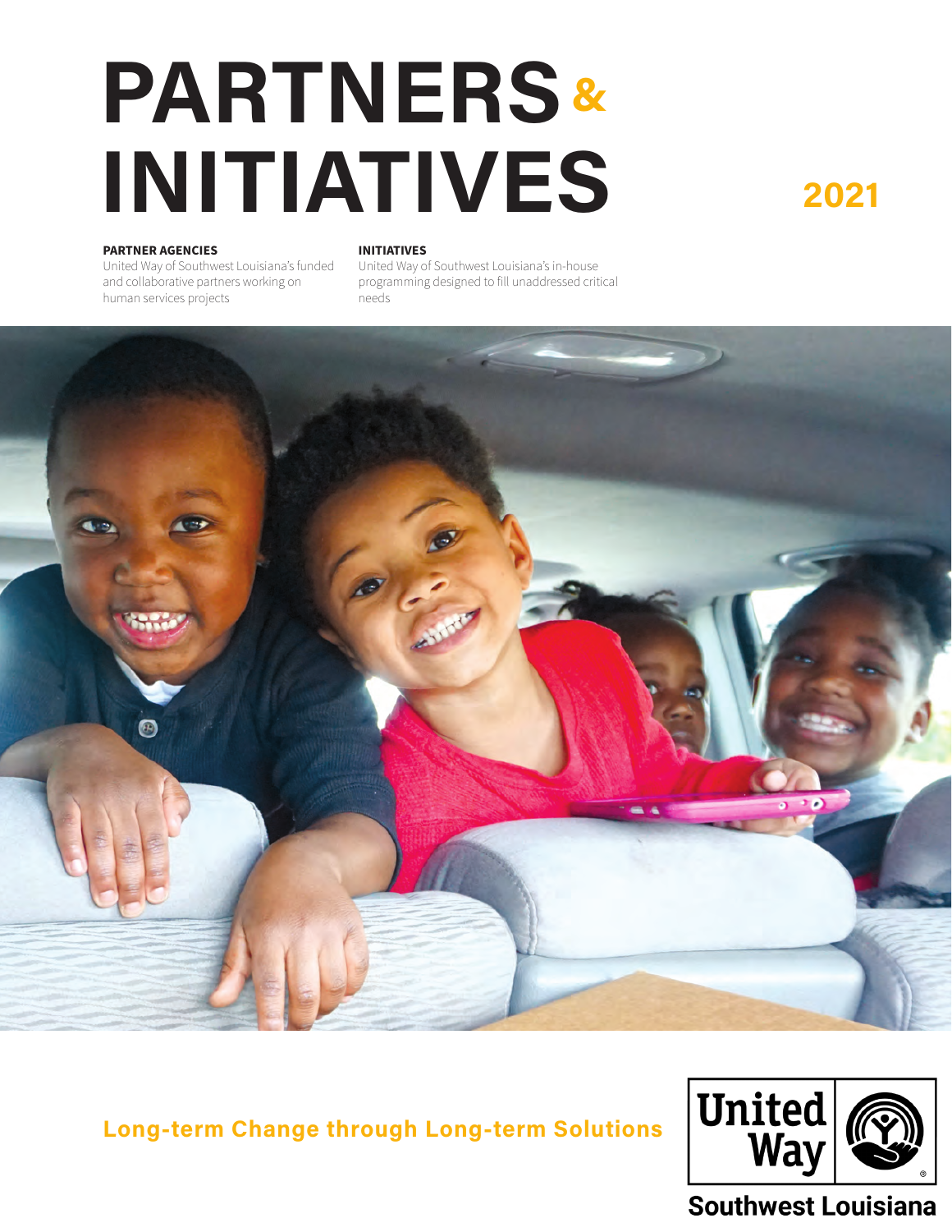# PARTNERS & INITIATIVES

2021

**PARTNER AGENCIES**

United Way of Southwest Louisiana's funded and collaborative partners working on human services projects

**INITIATIVES**

United Way of Southwest Louisiana's in-house programming designed to fill unaddressed critical needs

**Long-term Change through Long-term Solutions**

United Way Southwest Louisiana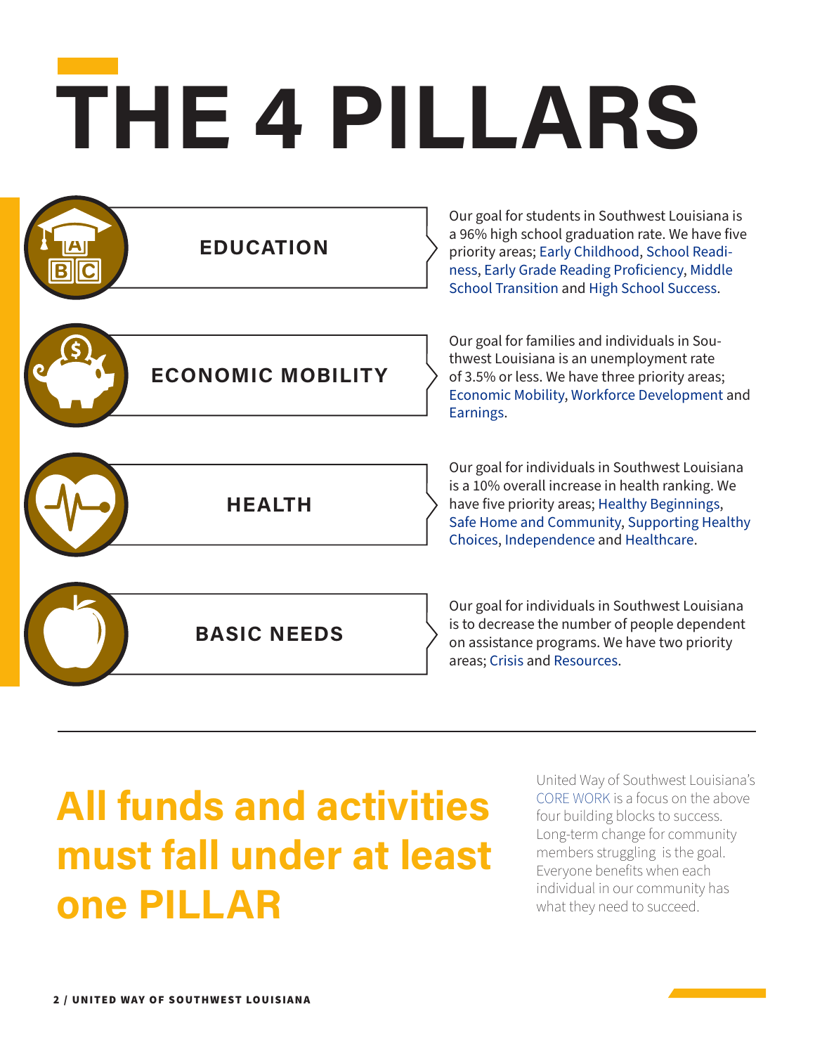# THE 4 PILLARS

## EDUCATION

Our goal for students in Southwest Louisiana is a 96% high school graduation rate. We have five priority areas; Early Childhood, School Readiness, Early Grade Reading Proficiency, Middle School Transition and High School Success.

## ECONOMIC MOBILITY

Our goal for families and individuals in Southwest Louisiana is an unemployment rate of 3.5% or less. We have three priority areas; Economic Mobility, Workforce Development and Earnings.

## HEALTH

Our goal for individuals in Southwest Louisiana is a 10% overall increase in health ranking. We have five priority areas; Healthy Beginnings, Safe Home and Community, Supporting Healthy Choices, Independence and Healthcare.

## BASIC NEEDS

Our goal for individuals in Southwest Louisiana is to decrease the number of people dependent on assistance programs. We have two priority areas; Crisis and Resources.

---

## All funds and activities must fall under at least one PILLAR

United Way of Southwest Louisiana's CORE WORK is a focus on the above four building blocks to success. Long-term change for community members struggling is the goal. Everyone benefits when each individual in our community has what they need to succeed.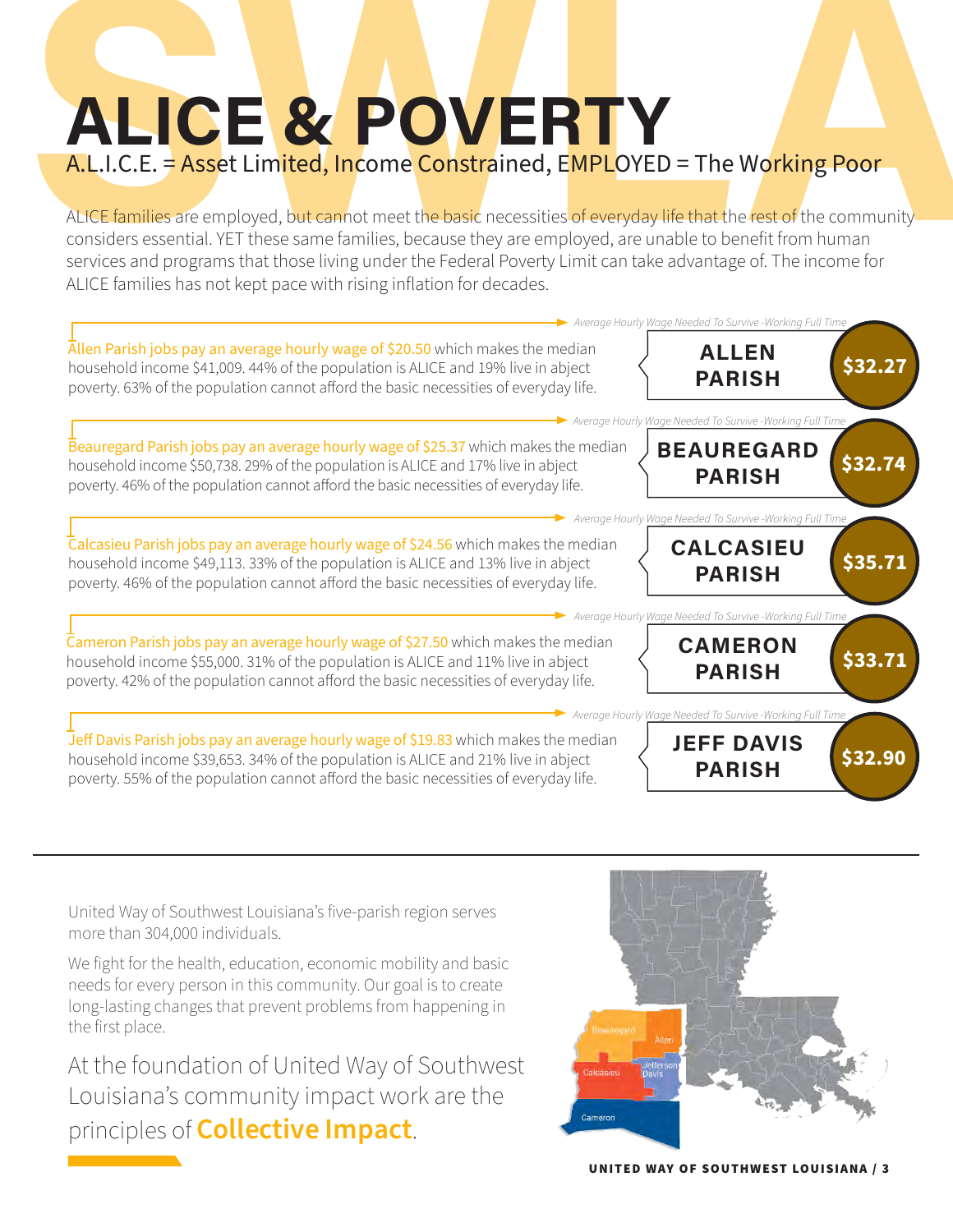# ALICE & POVERTY

A.L.I.C.E. = Asset Limited, Income Constrained, EMPLOYED = The Working Poor

ALICE families are employed, but cannot meet the basic necessities of everyday life that the rest of the community considers essential. YET these same families, because they are employed, are unable to benefit from human services and programs that those living under the Federal Poverty Limit can take advantage of. The income for ALICE families has not kept pace with rising inflation for decades.

*Average Hourly Wage Needed To Survive -Working Full Time*

**ALLEN PARISH** — **$32.27**

Allen Parish jobs pay an average hourly wage of $20.50 which makes the median household income $41,009. 44% of the population is ALICE and 19% live in abject poverty. 63% of the population cannot afford the basic necessities of everyday life.

*Average Hourly Wage Needed To Survive -Working Full Time*

**BEAUREGARD PARISH** — **$32.74**

Beauregard Parish jobs pay an average hourly wage of $25.37 which makes the median household income $50,738. 29% of the population is ALICE and 17% live in abject poverty. 46% of the population cannot afford the basic necessities of everyday life.

*Average Hourly Wage Needed To Survive -Working Full Time*

**CALCASIEU PARISH** — **$35.71**

Calcasieu Parish jobs pay an average hourly wage of $24.56 which makes the median household income $49,113. 33% of the population is ALICE and 13% live in abject poverty. 46% of the population cannot afford the basic necessities of everyday life.

*Average Hourly Wage Needed To Survive -Working Full Time*

**CAMERON PARISH** — **$33.71**

Cameron Parish jobs pay an average hourly wage of $27.50 which makes the median household income $55,000. 31% of the population is ALICE and 11% live in abject poverty. 42% of the population cannot afford the basic necessities of everyday life.

*Average Hourly Wage Needed To Survive -Working Full Time*

**JEFF DAVIS PARISH** — **$32.90**

Jeff Davis Parish jobs pay an average hourly wage of $19.83 which makes the median household income $39,653. 34% of the population is ALICE and 21% live in abject poverty. 55% of the population cannot afford the basic necessities of everyday life.

---

United Way of Southwest Louisiana's five-parish region serves more than 304,000 individuals.

We fight for the health, education, economic mobility and basic needs for every person in this community. Our goal is to create long-lasting changes that prevent problems from happening in the first place.

At the foundation of United Way of Southwest Louisiana's community impact work are the principles of **Collective Impact**.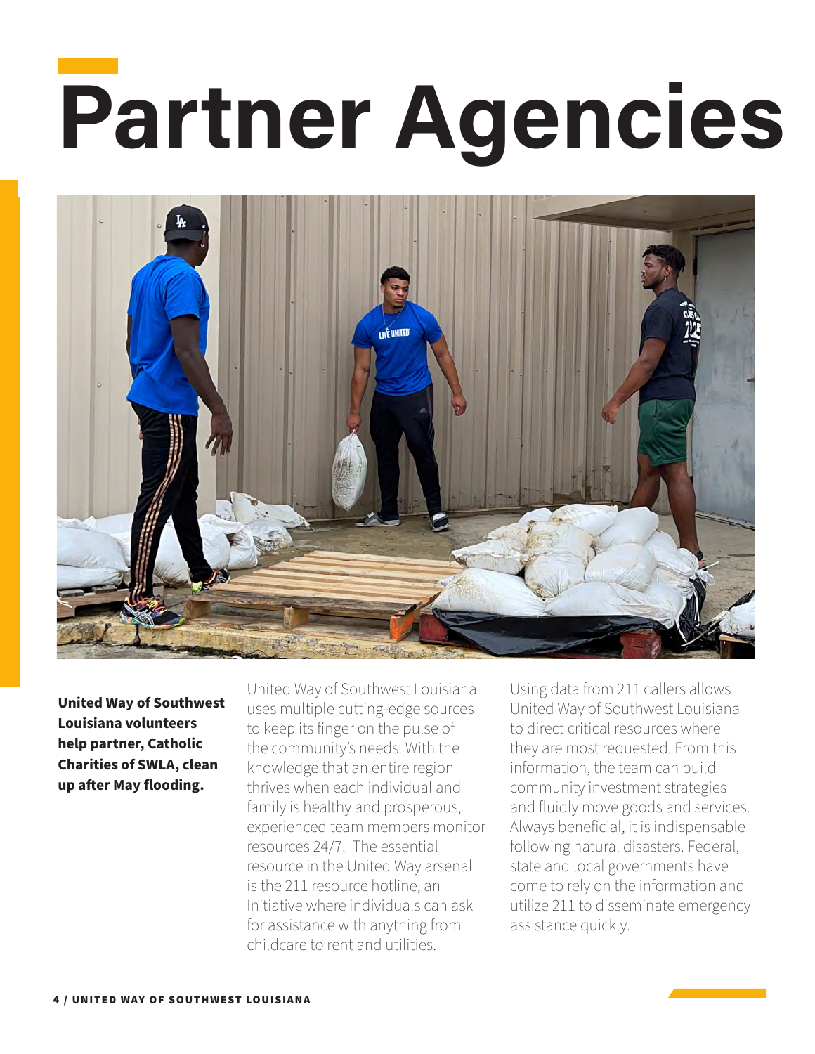# Partner Agencies

**United Way of Southwest Louisiana volunteers help partner, Catholic Charities of SWLA, clean up after May flooding.**

United Way of Southwest Louisiana uses multiple cutting-edge sources to keep its finger on the pulse of the community's needs. With the knowledge that an entire region thrives when each individual and family is healthy and prosperous, experienced team members monitor resources 24/7. The essential resource in the United Way arsenal is the 211 resource hotline, an Initiative where individuals can ask for assistance with anything from childcare to rent and utilities.

Using data from 211 callers allows United Way of Southwest Louisiana to direct critical resources where they are most requested. From this information, the team can build community investment strategies and fluidly move goods and services. Always beneficial, it is indispensable following natural disasters. Federal, state and local governments have come to rely on the information and utilize 211 to disseminate emergency assistance quickly.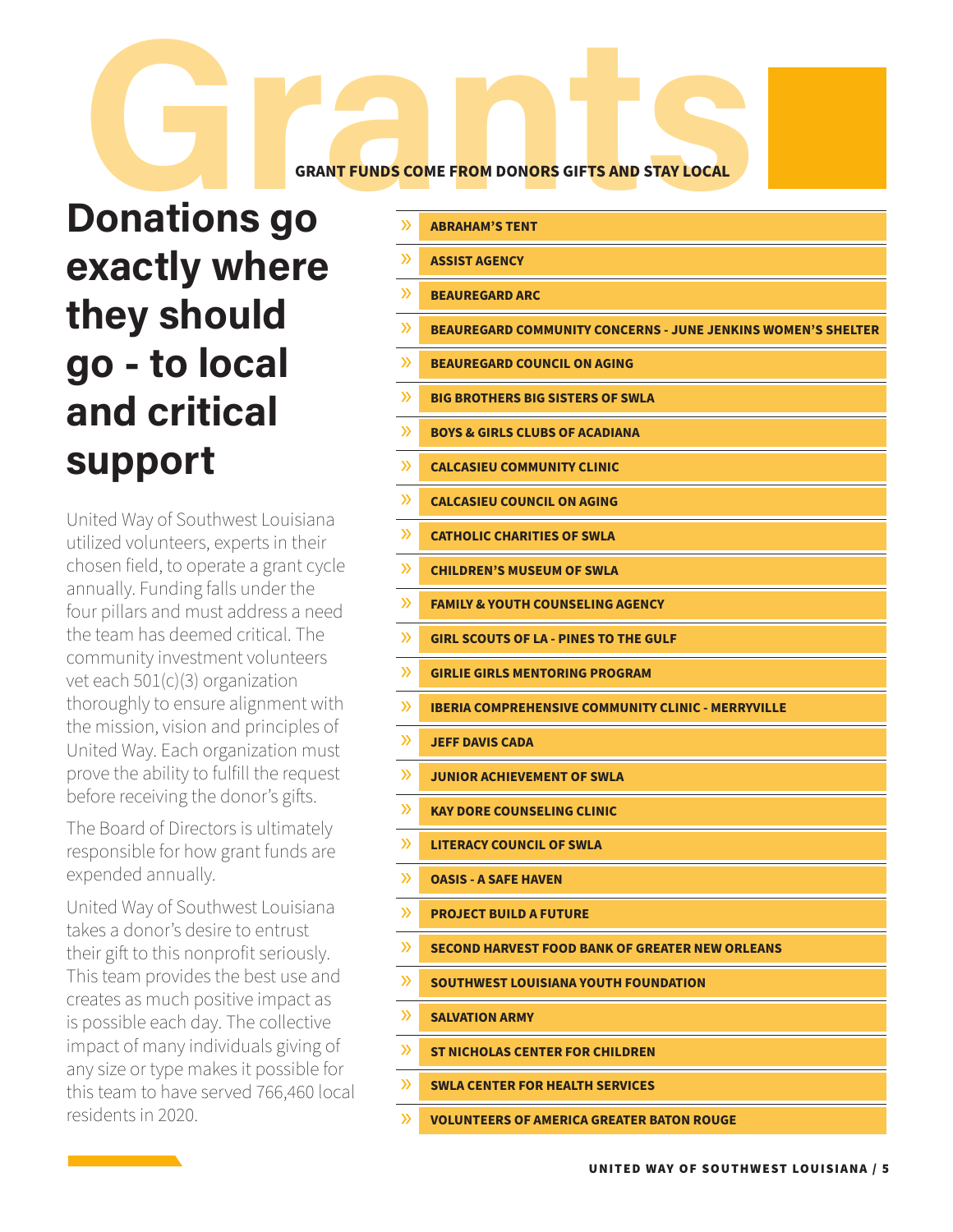# Grants

GRANT FUNDS COME FROM DONORS GIFTS AND STAY LOCAL

## Donations go exactly where they should go - to local and critical support

United Way of Southwest Louisiana utilized volunteers, experts in their chosen field, to operate a grant cycle annually. Funding falls under the four pillars and must address a need the team has deemed critical. The community investment volunteers vet each 501(c)(3) organization thoroughly to ensure alignment with the mission, vision and principles of United Way. Each organization must prove the ability to fulfill the request before receiving the donor's gifts.

The Board of Directors is ultimately responsible for how grant funds are expended annually.

United Way of Southwest Louisiana takes a donor's desire to entrust their gift to this nonprofit seriously. This team provides the best use and creates as much positive impact as is possible each day. The collective impact of many individuals giving of any size or type makes it possible for this team to have served 766,460 local residents in 2020.

- **ABRAHAM'S TENT**
- **ASSIST AGENCY**
- **BEAUREGARD ARC**
- **BEAUREGARD COMMUNITY CONCERNS - JUNE JENKINS WOMEN'S SHELTER**
- **BEAUREGARD COUNCIL ON AGING**
- **BIG BROTHERS BIG SISTERS OF SWLA**
- **BOYS & GIRLS CLUBS OF ACADIANA**
- **CALCASIEU COMMUNITY CLINIC**
- **CALCASIEU COUNCIL ON AGING**
- **CATHOLIC CHARITIES OF SWLA**
- **CHILDREN'S MUSEUM OF SWLA**
- **FAMILY & YOUTH COUNSELING AGENCY**
- **GIRL SCOUTS OF LA - PINES TO THE GULF**
- **GIRLIE GIRLS MENTORING PROGRAM**
- **IBERIA COMPREHENSIVE COMMUNITY CLINIC - MERRYVILLE**
- **JEFF DAVIS CADA**
- **JUNIOR ACHIEVEMENT OF SWLA**
- **KAY DORE COUNSELING CLINIC**
- **LITERACY COUNCIL OF SWLA**
- **OASIS - A SAFE HAVEN**
- **PROJECT BUILD A FUTURE**
- **SECOND HARVEST FOOD BANK OF GREATER NEW ORLEANS**
- **SOUTHWEST LOUISIANA YOUTH FOUNDATION**
- **SALVATION ARMY**
- **ST NICHOLAS CENTER FOR CHILDREN**
- **SWLA CENTER FOR HEALTH SERVICES**
- **VOLUNTEERS OF AMERICA GREATER BATON ROUGE**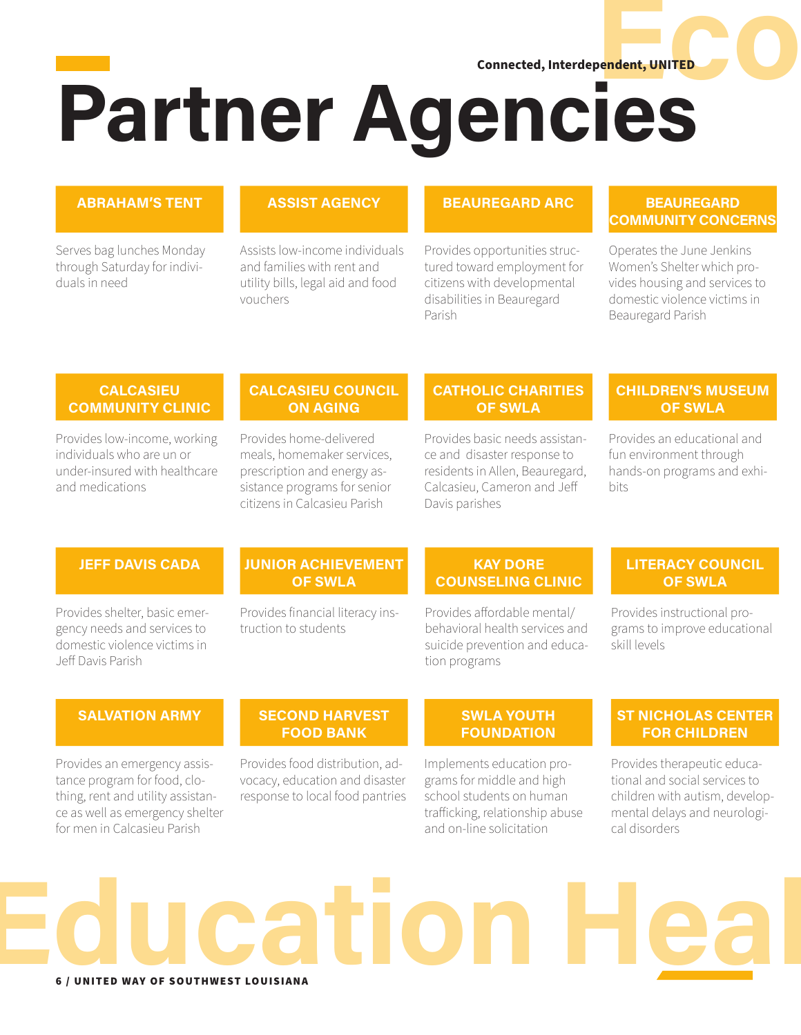Connected, Interdependent, UNITED

# Partner Agencies

### ABRAHAM'S TENT

Serves bag lunches Monday through Saturday for individuals in need

### ASSIST AGENCY

Assists low-income individuals and families with rent and utility bills, legal aid and food vouchers

### BEAUREGARD ARC

Provides opportunities structured toward employment for citizens with developmental disabilities in Beauregard Parish

### BEAUREGARD COMMUNITY CONCERNS

Operates the June Jenkins Women's Shelter which provides housing and services to domestic violence victims in Beauregard Parish

### CALCASIEU COMMUNITY CLINIC

Provides low-income, working individuals who are un or under-insured with healthcare and medications

### CALCASIEU COUNCIL ON AGING

Provides home-delivered meals, homemaker services, prescription and energy assistance programs for senior citizens in Calcasieu Parish

### CATHOLIC CHARITIES OF SWLA

Provides basic needs assistance and disaster response to residents in Allen, Beauregard, Calcasieu, Cameron and Jeff Davis parishes

### CHILDREN'S MUSEUM OF SWLA

Provides an educational and fun environment through hands-on programs and exhibits

### JEFF DAVIS CADA

Provides shelter, basic emergency needs and services to domestic violence victims in Jeff Davis Parish

### JUNIOR ACHIEVEMENT OF SWLA

Provides financial literacy instruction to students

### KAY DORE COUNSELING CLINIC

Provides affordable mental/behavioral health services and suicide prevention and education programs

### LITERACY COUNCIL OF SWLA

Provides instructional programs to improve educational skill levels

### SALVATION ARMY

Provides an emergency assistance program for food, clothing, rent and utility assistance as well as emergency shelter for men in Calcasieu Parish

### SECOND HARVEST FOOD BANK

Provides food distribution, advocacy, education and disaster response to local food pantries

### SWLA YOUTH FOUNDATION

Implements education programs for middle and high school students on human trafficking, relationship abuse and on-line solicitation

### ST NICHOLAS CENTER FOR CHILDREN

Provides therapeutic educational and social services to children with autism, developmental delays and neurological disorders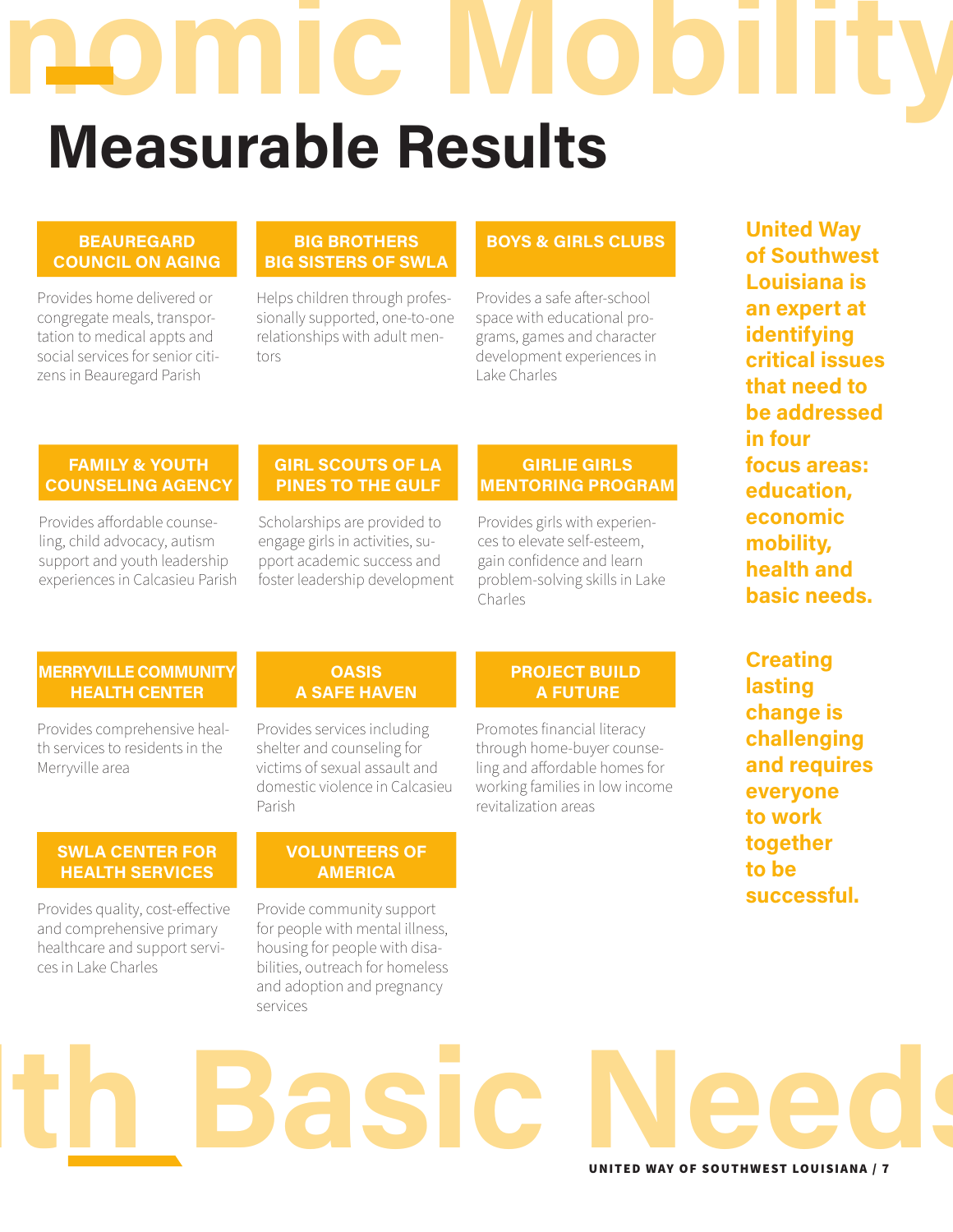# Measurable Results

### BEAUREGARD COUNCIL ON AGING

Provides home delivered or congregate meals, transportation to medical appts and social services for senior citizens in Beauregard Parish

### BIG BROTHERS BIG SISTERS OF SWLA

Helps children through professionally supported, one-to-one relationships with adult mentors

### BOYS & GIRLS CLUBS

Provides a safe after-school space with educational programs, games and character development experiences in Lake Charles

### FAMILY & YOUTH COUNSELING AGENCY

Provides affordable counseling, child advocacy, autism support and youth leadership experiences in Calcasieu Parish

### GIRL SCOUTS OF LA PINES TO THE GULF

Scholarships are provided to engage girls in activities, support academic success and foster leadership development

### GIRLIE GIRLS MENTORING PROGRAM

Provides girls with experiences to elevate self-esteem, gain confidence and learn problem-solving skills in Lake Charles

### MERRYVILLE COMMUNITY HEALTH CENTER

Provides comprehensive health services to residents in the Merryville area

### OASIS A SAFE HAVEN

Provides services including shelter and counseling for victims of sexual assault and domestic violence in Calcasieu Parish

### PROJECT BUILD A FUTURE

Promotes financial literacy through home-buyer counseling and affordable homes for working families in low income revitalization areas

### SWLA CENTER FOR HEALTH SERVICES

Provides quality, cost-effective and comprehensive primary healthcare and support services in Lake Charles

### VOLUNTEERS OF AMERICA

Provide community support for people with mental illness, housing for people with disabilities, outreach for homeless and adoption and pregnancy services

**United Way of Southwest Louisiana is an expert at identifying critical issues that need to be addressed in four focus areas: education, economic mobility, health and basic needs.**

**Creating lasting change is challenging and requires everyone to work together to be successful.**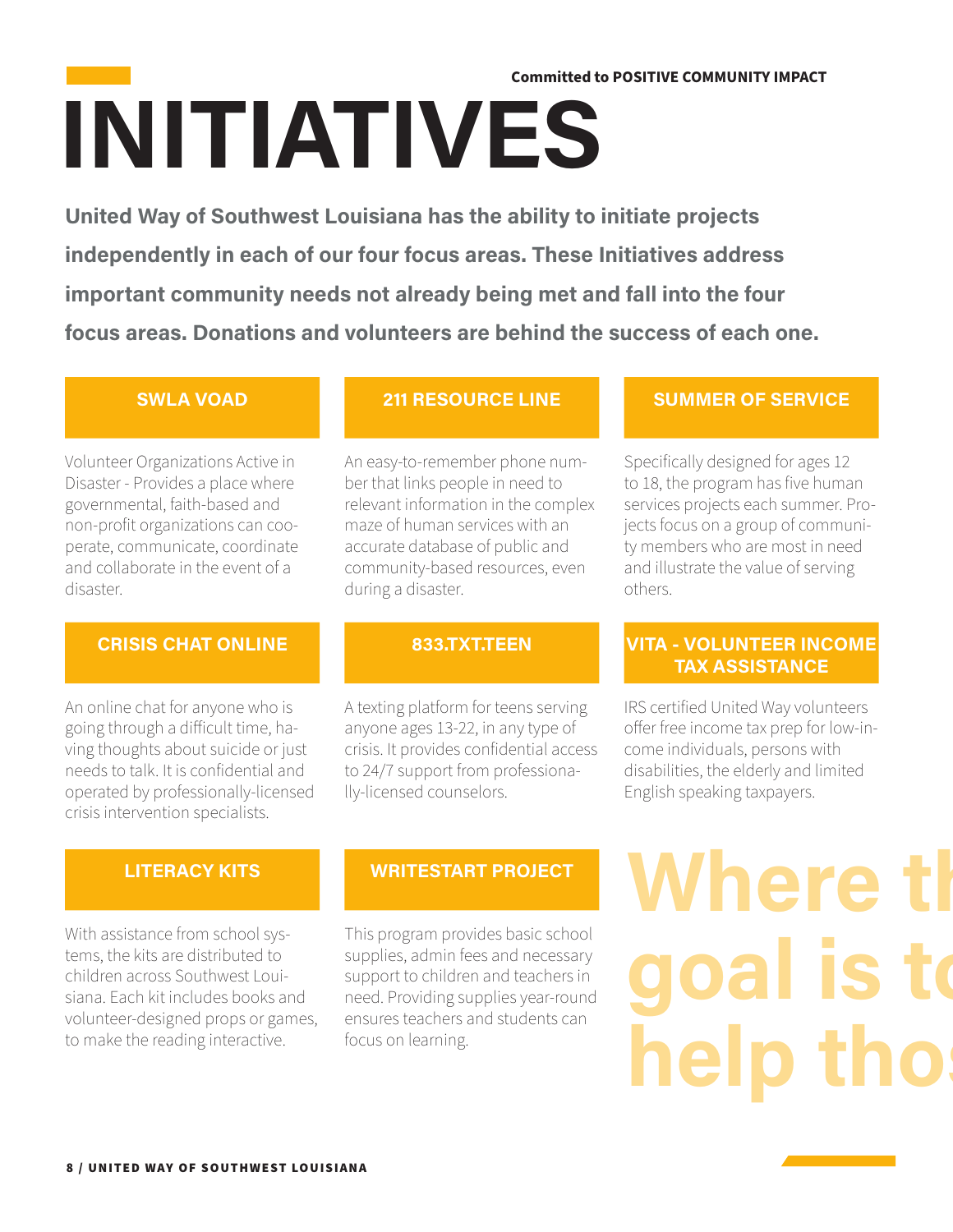Committed to POSITIVE COMMUNITY IMPACT

# INITIATIVES

**United Way of Southwest Louisiana has the ability to initiate projects independently in each of our four focus areas. These Initiatives address important community needs not already being met and fall into the four focus areas. Donations and volunteers are behind the success of each one.**

### SWLA VOAD

Volunteer Organizations Active in Disaster - Provides a place where governmental, faith-based and non-profit organizations can cooperate, communicate, coordinate and collaborate in the event of a disaster.

### 211 RESOURCE LINE

An easy-to-remember phone number that links people in need to relevant information in the complex maze of human services with an accurate database of public and community-based resources, even during a disaster.

### SUMMER OF SERVICE

Specifically designed for ages 12 to 18, the program has five human services projects each summer. Projects focus on a group of community members who are most in need and illustrate the value of serving others.

### CRISIS CHAT ONLINE

An online chat for anyone who is going through a difficult time, having thoughts about suicide or just needs to talk. It is confidential and operated by professionally-licensed crisis intervention specialists.

### 833.TXT.TEEN

A texting platform for teens serving anyone ages 13-22, in any type of crisis. It provides confidential access to 24/7 support from professionally-licensed counselors.

### VITA - VOLUNTEER INCOME TAX ASSISTANCE

IRS certified United Way volunteers offer free income tax prep for low-income individuals, persons with disabilities, the elderly and limited English speaking taxpayers.

### LITERACY KITS

With assistance from school systems, the kits are distributed to children across Southwest Louisiana. Each kit includes books and volunteer-designed props or games, to make the reading interactive.

### WRITESTART PROJECT

This program provides basic school supplies, admin fees and necessary support to children and teachers in need. Providing supplies year-round ensures teachers and students can focus on learning.

Where th goal is to help tho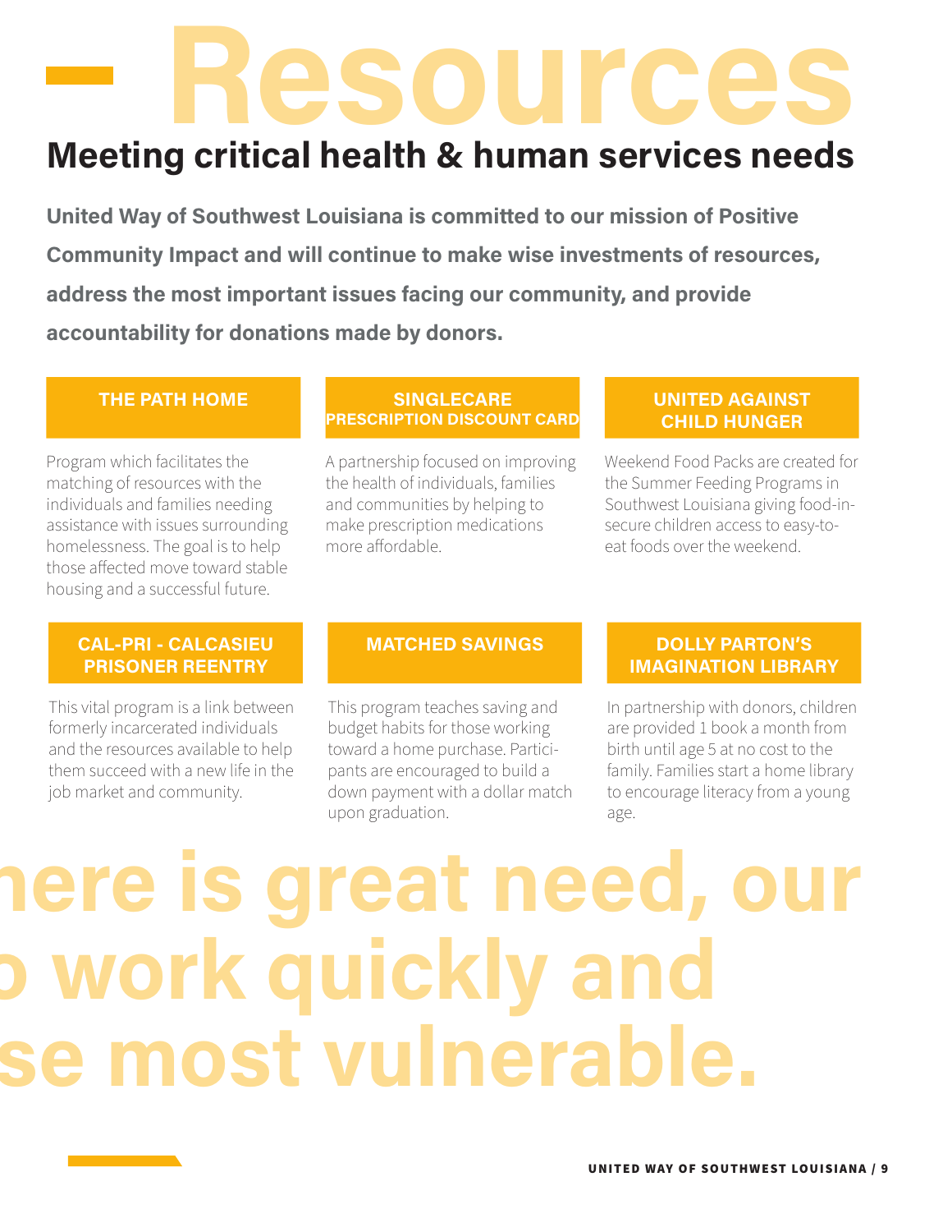# Resources

## Meeting critical health & human services needs

**United Way of Southwest Louisiana is committed to our mission of Positive Community Impact and will continue to make wise investments of resources, address the most important issues facing our community, and provide accountability for donations made by donors.**

### THE PATH HOME

Program which facilitates the matching of resources with the individuals and families needing assistance with issues surrounding homelessness. The goal is to help those affected move toward stable housing and a successful future.

### SINGLECARE PRESCRIPTION DISCOUNT CARD

A partnership focused on improving the health of individuals, families and communities by helping to make prescription medications more affordable.

### UNITED AGAINST CHILD HUNGER

Weekend Food Packs are created for the Summer Feeding Programs in Southwest Louisiana giving food-insecure children access to easy-to-eat foods over the weekend.

### CAL-PRI - CALCASIEU PRISONER REENTRY

This vital program is a link between formerly incarcerated individuals and the resources available to help them succeed with a new life in the job market and community.

### MATCHED SAVINGS

This program teaches saving and budget habits for those working toward a home purchase. Participants are encouraged to build a down payment with a dollar match upon graduation.

### DOLLY PARTON'S IMAGINATION LIBRARY

In partnership with donors, children are provided 1 book a month from birth until age 5 at no cost to the family. Families start a home library to encourage literacy from a young age.

here is great need, our
o work quickly and
se most vulnerable.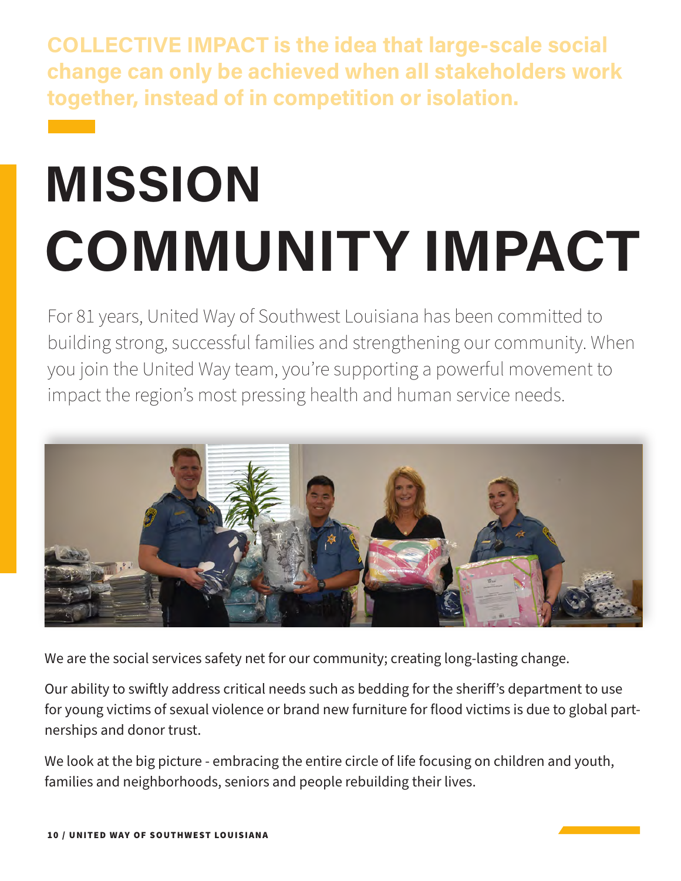**COLLECTIVE IMPACT is the idea that large-scale social change can only be achieved when all stakeholders work together, instead of in competition or isolation.**

# MISSION COMMUNITY IMPACT

For 81 years, United Way of Southwest Louisiana has been committed to building strong, successful families and strengthening our community. When you join the United Way team, you're supporting a powerful movement to impact the region's most pressing health and human service needs.

We are the social services safety net for our community; creating long-lasting change.

Our ability to swiftly address critical needs such as bedding for the sheriff's department to use for young victims of sexual violence or brand new furniture for flood victims is due to global partnerships and donor trust.

We look at the big picture - embracing the entire circle of life focusing on children and youth, families and neighborhoods, seniors and people rebuilding their lives.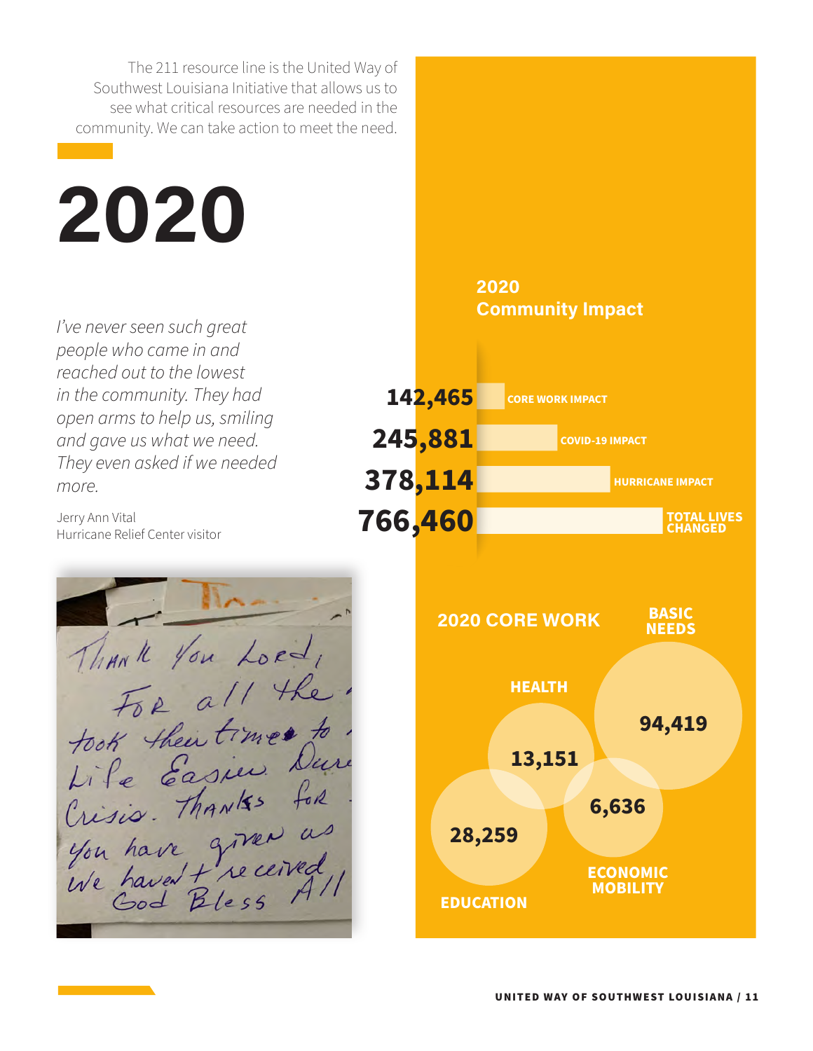The 211 resource line is the United Way of Southwest Louisiana Initiative that allows us to see what critical resources are needed in the community. We can take action to meet the need.

# 2020

*I've never seen such great people who came in and reached out to the lowest in the community. They had open arms to help us, smiling and gave us what we need. They even asked if we needed more.*

Jerry Ann Vital
Hurricane Relief Center visitor

Thank You Lord, For all the took their times to Life Easier Dur Crisis. Thanks for you have given us We haven't received God Bless All

## 2020 Community Impact

| | |
|---|---|
| 142,465 | CORE WORK IMPACT |
| 245,881 | COVID-19 IMPACT |
| 378,114 | HURRICANE IMPACT |
| 766,460 | TOTAL LIVES CHANGED |

## 2020 CORE WORK

| | |
|---|---|
| BASIC NEEDS | 94,419 |
| HEALTH | 13,151 |
| ECONOMIC MOBILITY | 6,636 |
| EDUCATION | 28,259 |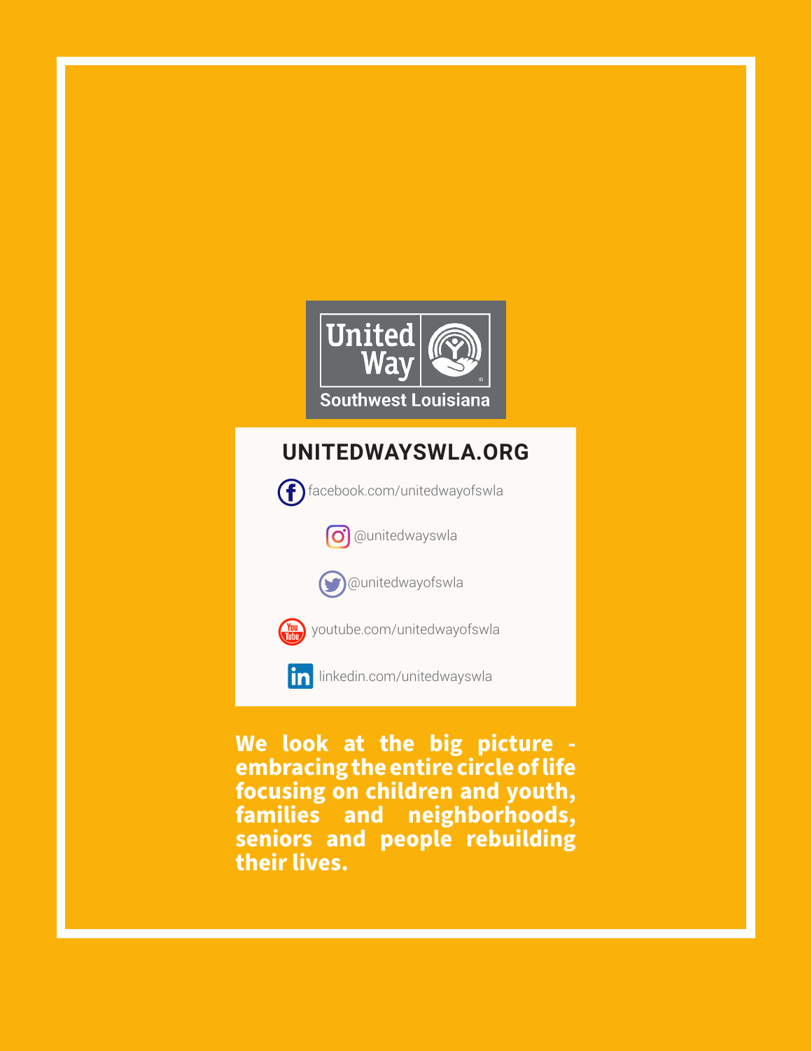United Way

Southwest Louisiana

## UNITEDWAYSWLA.ORG

facebook.com/unitedwayofswla

@unitedwayswla

@unitedwayofswla

youtube.com/unitedwayofswla

linkedin.com/unitedwayswla

**We look at the big picture - embracing the entire circle of life focusing on children and youth, families and neighborhoods, seniors and people rebuilding their lives.**